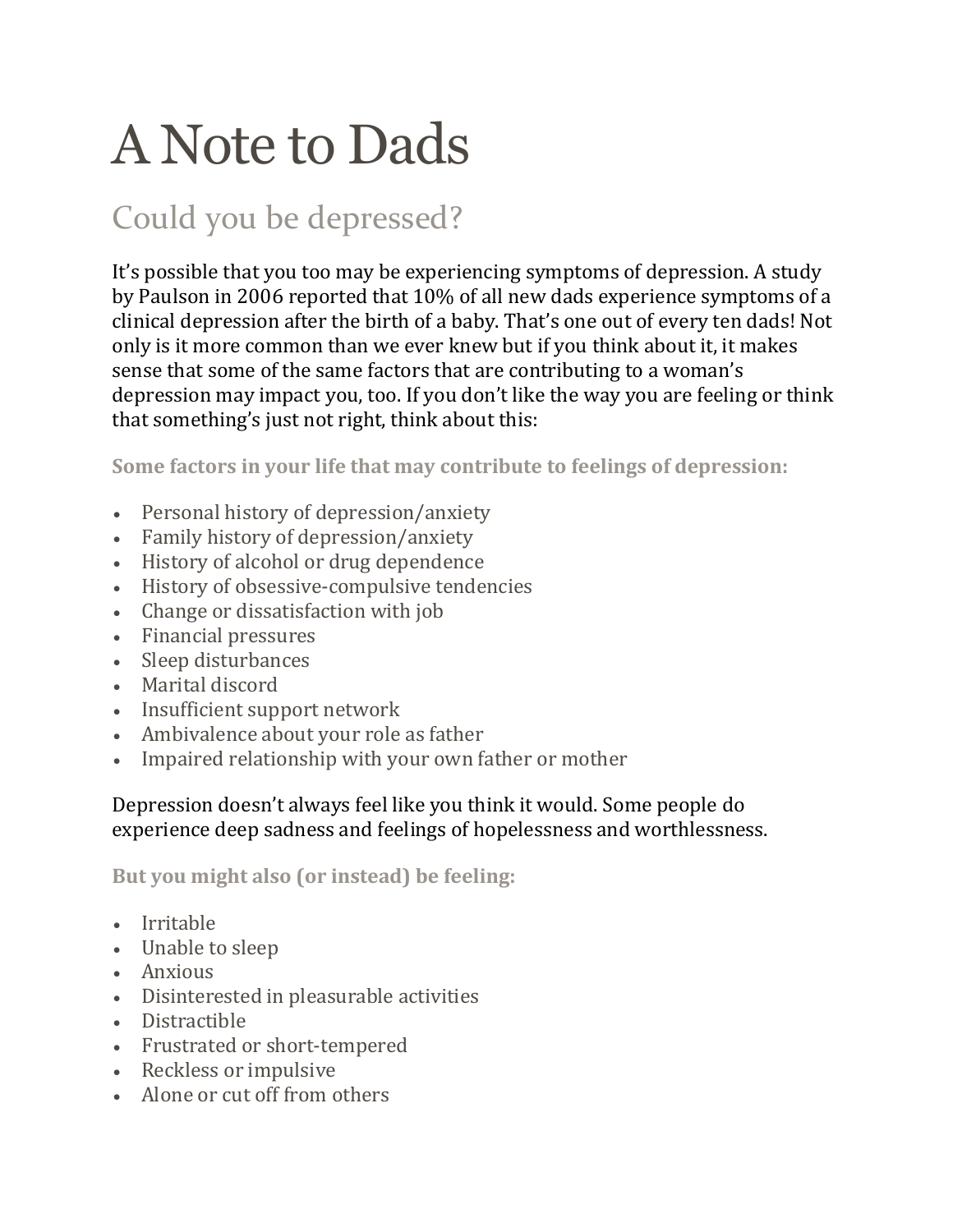# A Note to Dads

## Could you be depressed?

It's possible that you too may be experiencing symptoms of depression. A study by Paulson in 2006 reported that 10% of all new dads experience symptoms of a clinical depression after the birth of a baby. That's one out of every ten dads! Not only is it more common than we ever knew but if you think about it, it makes sense that some of the same factors that are contributing to a woman's depression may impact you, too. If you don't like the way you are feeling or think that something's just not right, think about this:

**Some factors in your life that may contribute to feelings of depression:**

- Personal history of depression/anxiety
- Family history of depression/anxiety
- History of alcohol or drug dependence
- History of obsessive-compulsive tendencies
- Change or dissatisfaction with job
- Financial pressures
- Sleep disturbances
- Marital discord
- Insufficient support network
- Ambivalence about your role as father
- Impaired relationship with your own father or mother

Depression doesn't always feel like you think it would. Some people do experience deep sadness and feelings of hopelessness and worthlessness.

**But you might also (or instead) be feeling:**

- Irritable
- Unable to sleep
- Anxious
- Disinterested in pleasurable activities
- Distractible
- Frustrated or short-tempered
- Reckless or impulsive
- Alone or cut off from others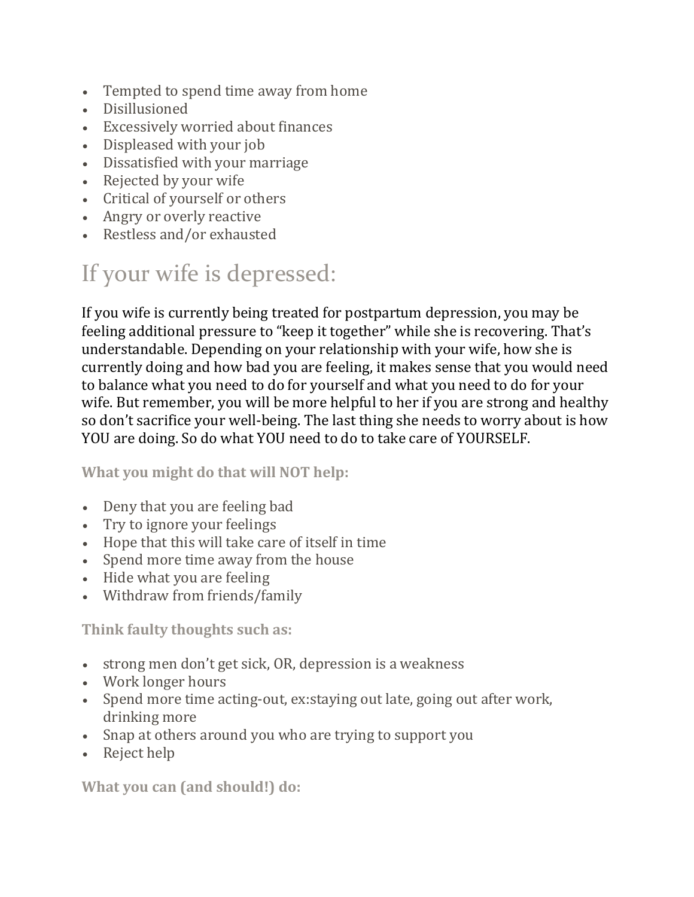- Tempted to spend time away from home
- Disillusioned
- Excessively worried about finances
- Displeased with your job
- Dissatisfied with your marriage
- Rejected by your wife
- Critical of yourself or others
- Angry or overly reactive
- Restless and/or exhausted

# If your wife is depressed:

If you wife is currently being treated for postpartum depression, you may be feeling additional pressure to "keep it together" while she is recovering. That's understandable. Depending on your relationship with your wife, how she is currently doing and how bad you are feeling, it makes sense that you would need to balance what you need to do for yourself and what you need to do for your wife. But remember, you will be more helpful to her if you are strong and healthy so don't sacrifice your well-being. The last thing she needs to worry about is how YOU are doing. So do what YOU need to do to take care of YOURSELF.

**What you might do that will NOT help:**

- Deny that you are feeling bad
- Try to ignore your feelings
- Hope that this will take care of itself in time
- Spend more time away from the house
- Hide what you are feeling
- Withdraw from friends/family

**Think faulty thoughts such as:**

- strong men don't get sick, OR, depression is a weakness
- Work longer hours
- Spend more time acting-out, ex:staying out late, going out after work, drinking more
- Snap at others around you who are trying to support you
- Reject help

**What you can (and should!) do:**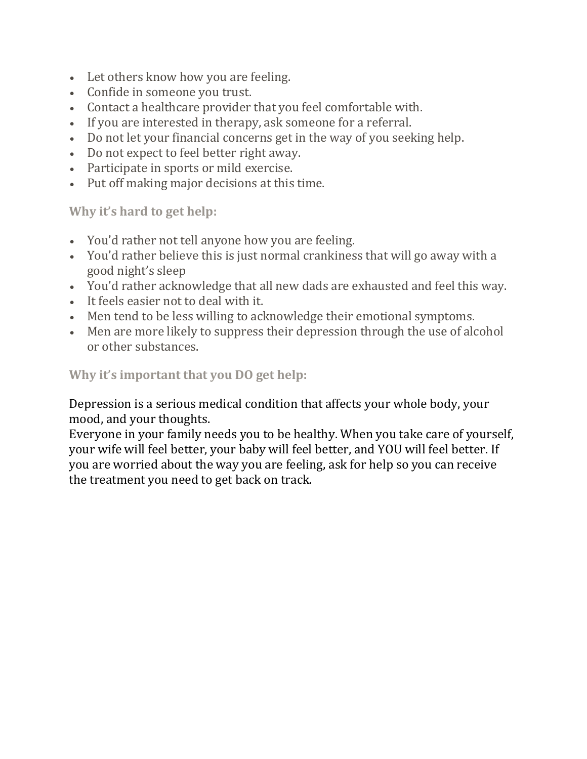- Let others know how you are feeling.
- Confide in someone you trust.
- Contact a healthcare provider that you feel comfortable with.
- If you are interested in therapy, ask someone for a referral.
- Do not let your financial concerns get in the way of you seeking help.
- Do not expect to feel better right away.
- Participate in sports or mild exercise.
- Put off making major decisions at this time.

### Why it's hard to get help:

- You'd rather not tell anyone how you are feeling.
- You'd rather believe this is just normal crankiness that will go away with a good night's sleep
- You'd rather acknowledge that all new dads are exhausted and feel this way.
- It feels easier not to deal with it.
- Men tend to be less willing to acknowledge their emotional symptoms.
- Men are more likely to suppress their depression through the use of alcohol or other substances.

### Why it's important that you DO get help:

Depression is a serious medical condition that affects your whole body, your mood, and your thoughts.
Everyone in your family needs you to be healthy. When you take care of yourself, your wife will feel better, your baby will feel better, and YOU will feel better. If you are worried about the way you are feeling, ask for help so you can receive the treatment you need to get back on track.